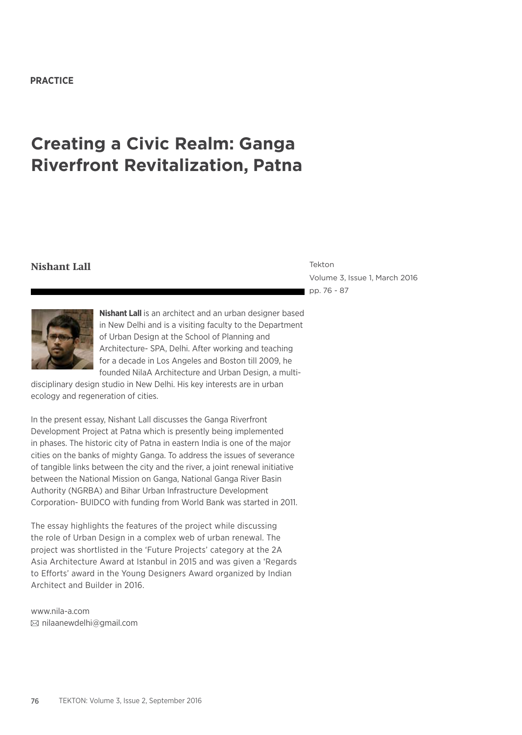**PRACTICE**

# Creating a Civic Realm: Ganga Riverfront Revitalization, Patna

**Nishant Lall**

Tekton
Volume 3, Issue 1, March 2016
pp. 76 - 87

**Nishant Lall** is an architect and an urban designer based in New Delhi and is a visiting faculty to the Department of Urban Design at the School of Planning and Architecture- SPA, Delhi. After working and teaching for a decade in Los Angeles and Boston till 2009, he founded NilaA Architecture and Urban Design, a multi-disciplinary design studio in New Delhi. His key interests are in urban ecology and regeneration of cities.

In the present essay, Nishant Lall discusses the Ganga Riverfront Development Project at Patna which is presently being implemented in phases. The historic city of Patna in eastern India is one of the major cities on the banks of mighty Ganga. To address the issues of severance of tangible links between the city and the river, a joint renewal initiative between the National Mission on Ganga, National Ganga River Basin Authority (NGRBA) and Bihar Urban Infrastructure Development Corporation- BUIDCO with funding from World Bank was started in 2011.

The essay highlights the features of the project while discussing the role of Urban Design in a complex web of urban renewal. The project was shortlisted in the 'Future Projects' category at the 2A Asia Architecture Award at Istanbul in 2015 and was given a 'Regards to Efforts' award in the Young Designers Award organized by Indian Architect and Builder in 2016.

www.nila-a.com
✉ nilaanewdelhi@gmail.com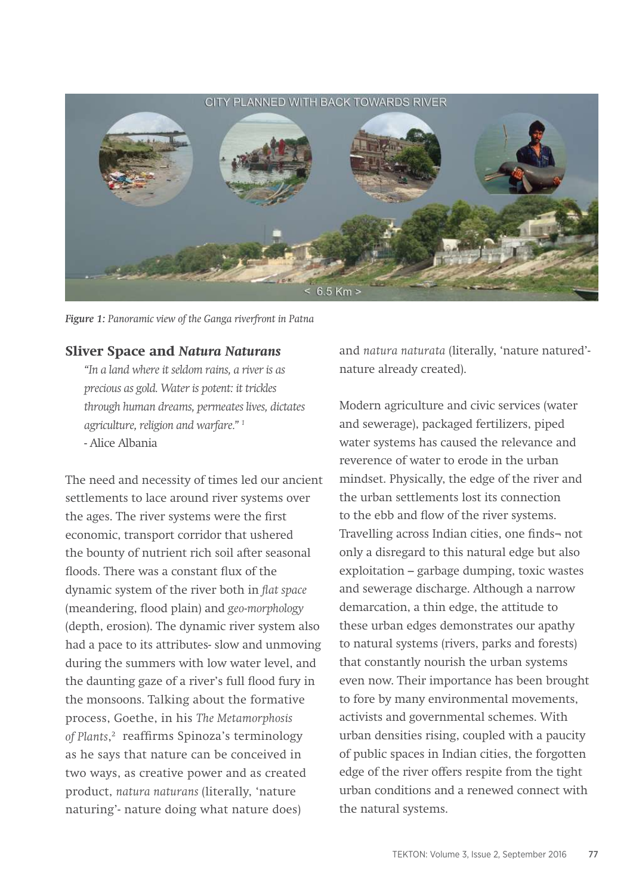*Figure 1: Panoramic view of the Ganga riverfront in Patna*

## Sliver Space and *Natura Naturans*

> *"In a land where it seldom rains, a river is as precious as gold. Water is potent: it trickles through human dreams, permeates lives, dictates agriculture, religion and warfare."* [1]
> - Alice Albania

The need and necessity of times led our ancient settlements to lace around river systems over the ages. The river systems were the first economic, transport corridor that ushered the bounty of nutrient rich soil after seasonal floods. There was a constant flux of the dynamic system of the river both in *flat space* (meandering, flood plain) and *geo-morphology* (depth, erosion). The dynamic river system also had a pace to its attributes- slow and unmoving during the summers with low water level, and the daunting gaze of a river's full flood fury in the monsoons. Talking about the formative process, Goethe, in his *The Metamorphosis of Plants*,[2] reaffirms Spinoza's terminology as he says that nature can be conceived in two ways, as creative power and as created product, *natura naturans* (literally, 'nature naturing'- nature doing what nature does) and *natura naturata* (literally, 'nature natured'- nature already created).

Modern agriculture and civic services (water and sewerage), packaged fertilizers, piped water systems has caused the relevance and reverence of water to erode in the urban mindset. Physically, the edge of the river and the urban settlements lost its connection to the ebb and flow of the river systems. Travelling across Indian cities, one finds¬ not only a disregard to this natural edge but also exploitation – garbage dumping, toxic wastes and sewerage discharge. Although a narrow demarcation, a thin edge, the attitude to these urban edges demonstrates our apathy to natural systems (rivers, parks and forests) that constantly nourish the urban systems even now. Their importance has been brought to fore by many environmental movements, activists and governmental schemes. With urban densities rising, coupled with a paucity of public spaces in Indian cities, the forgotten edge of the river offers respite from the tight urban conditions and a renewed connect with the natural systems.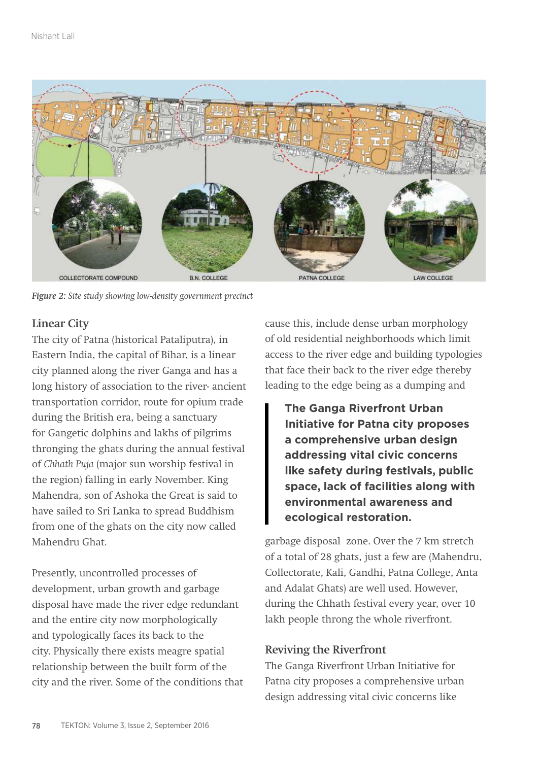COLLECTORATE COMPOUND    B.N. COLLEGE    PATNA COLLEGE    LAW COLLEGE

***Figure 2:*** *Site study showing low-density government precinct*

## Linear City

The city of Patna (historical Pataliputra), in Eastern India, the capital of Bihar, is a linear city planned along the river Ganga and has a long history of association to the river- ancient transportation corridor, route for opium trade during the British era, being a sanctuary for Gangetic dolphins and lakhs of pilgrims thronging the ghats during the annual festival of *Chhath Puja* (major sun worship festival in the region) falling in early November. King Mahendra, son of Ashoka the Great is said to have sailed to Sri Lanka to spread Buddhism from one of the ghats on the city now called Mahendru Ghat.

Presently, uncontrolled processes of development, urban growth and garbage disposal have made the river edge redundant and the entire city now morphologically and typologically faces its back to the city. Physically there exists meagre spatial relationship between the built form of the city and the river. Some of the conditions that cause this, include dense urban morphology of old residential neighborhoods which limit access to the river edge and building typologies that face their back to the river edge thereby leading to the edge being as a dumping and garbage disposal zone. Over the 7 km stretch of a total of 28 ghats, just a few are (Mahendru, Collectorate, Kali, Gandhi, Patna College, Anta and Adalat Ghats) are well used. However, during the Chhath festival every year, over 10 lakh people throng the whole riverfront.

> **The Ganga Riverfront Urban Initiative for Patna city proposes a comprehensive urban design addressing vital civic concerns like safety during festivals, public space, lack of facilities along with environmental awareness and ecological restoration.**

## Reviving the Riverfront

The Ganga Riverfront Urban Initiative for Patna city proposes a comprehensive urban design addressing vital civic concerns like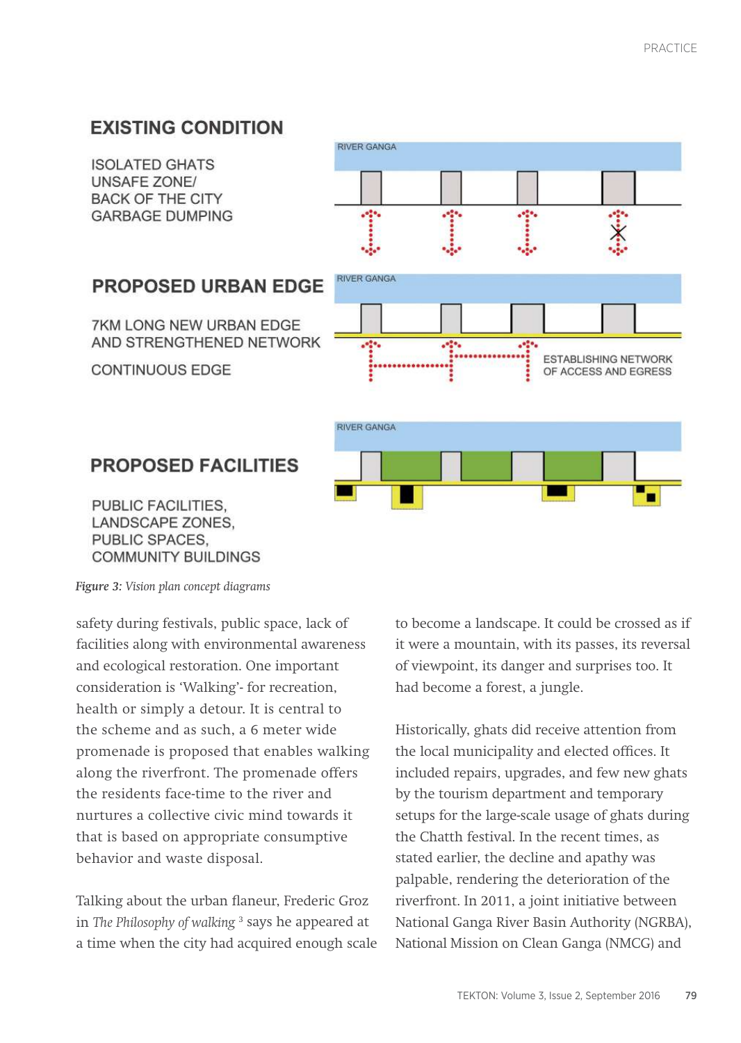EXISTING CONDITION

ISOLATED GHATS
UNSAFE ZONE/
BACK OF THE CITY
GARBAGE DUMPING

RIVER GANGA

PROPOSED URBAN EDGE

7KM LONG NEW URBAN EDGE
AND STRENGTHENED NETWORK

CONTINUOUS EDGE

RIVER GANGA

ESTABLISHING NETWORK
OF ACCESS AND EGRESS

PROPOSED FACILITIES

PUBLIC FACILITIES,
LANDSCAPE ZONES,
PUBLIC SPACES,
COMMUNITY BUILDINGS

RIVER GANGA

***Figure 3:** Vision plan concept diagrams*

safety during festivals, public space, lack of facilities along with environmental awareness and ecological restoration. One important consideration is 'Walking'- for recreation, health or simply a detour. It is central to the scheme and as such, a 6 meter wide promenade is proposed that enables walking along the riverfront. The promenade offers the residents face-time to the river and nurtures a collective civic mind towards it that is based on appropriate consumptive behavior and waste disposal.

Talking about the urban flaneur, Frederic Groz in *The Philosophy of walking* [3] says he appeared at a time when the city had acquired enough scale to become a landscape. It could be crossed as if it were a mountain, with its passes, its reversal of viewpoint, its danger and surprises too. It had become a forest, a jungle.

Historically, ghats did receive attention from the local municipality and elected offices. It included repairs, upgrades, and few new ghats by the tourism department and temporary setups for the large-scale usage of ghats during the Chatth festival. In the recent times, as stated earlier, the decline and apathy was palpable, rendering the deterioration of the riverfront. In 2011, a joint initiative between National Ganga River Basin Authority (NGRBA), National Mission on Clean Ganga (NMCG) and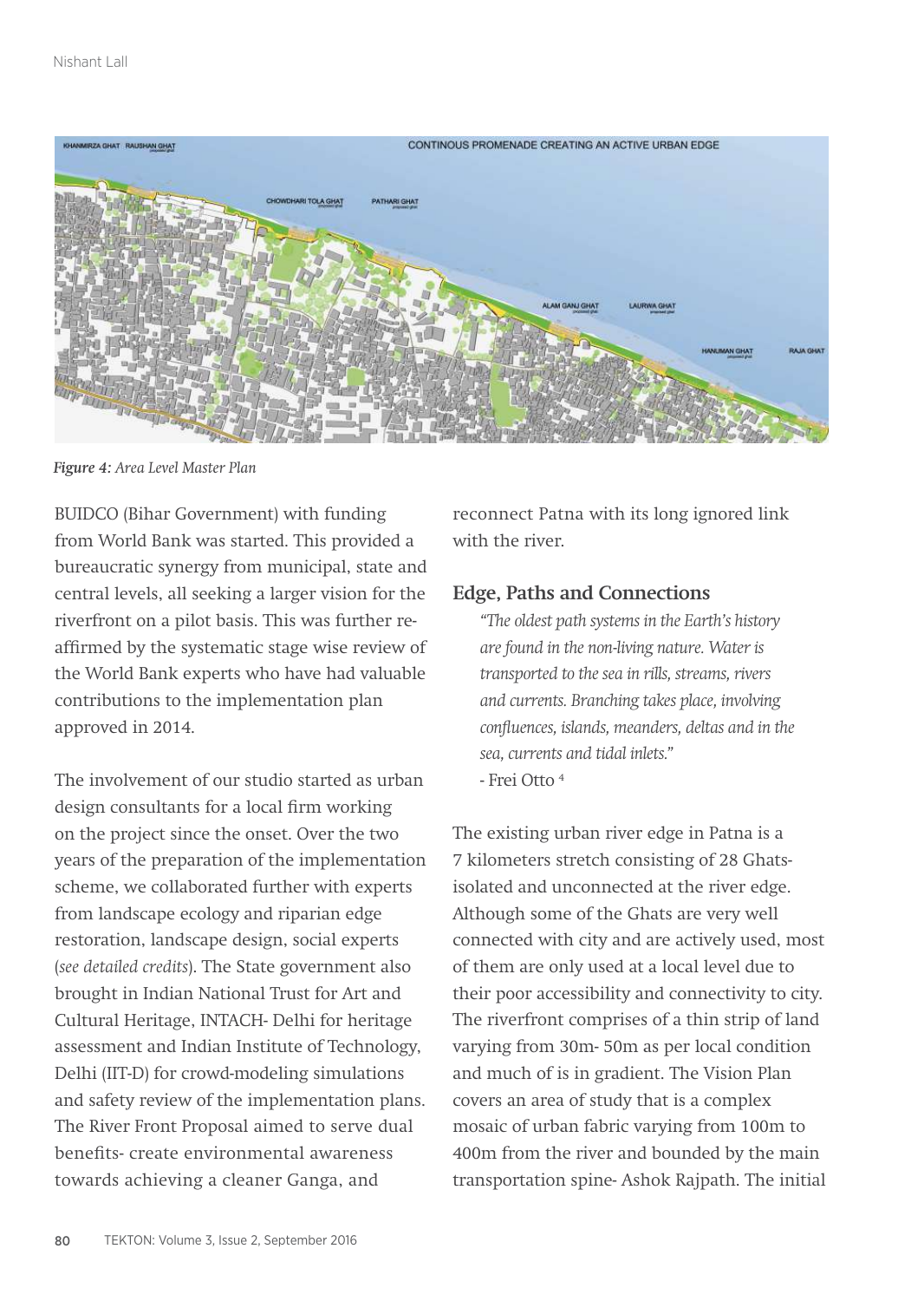*Figure 4: Area Level Master Plan*

BUIDCO (Bihar Government) with funding from World Bank was started. This provided a bureaucratic synergy from municipal, state and central levels, all seeking a larger vision for the riverfront on a pilot basis. This was further re-affirmed by the systematic stage wise review of the World Bank experts who have had valuable contributions to the implementation plan approved in 2014.

The involvement of our studio started as urban design consultants for a local firm working on the project since the onset. Over the two years of the preparation of the implementation scheme, we collaborated further with experts from landscape ecology and riparian edge restoration, landscape design, social experts (*see detailed credits*). The State government also brought in Indian National Trust for Art and Cultural Heritage, INTACH- Delhi for heritage assessment and Indian Institute of Technology, Delhi (IIT-D) for crowd-modeling simulations and safety review of the implementation plans. The River Front Proposal aimed to serve dual benefits- create environmental awareness towards achieving a cleaner Ganga, and reconnect Patna with its long ignored link with the river.

## Edge, Paths and Connections

> *"The oldest path systems in the Earth's history are found in the non-living nature. Water is transported to the sea in rills, streams, rivers and currents. Branching takes place, involving confluences, islands, meanders, deltas and in the sea, currents and tidal inlets."*
>
> - Frei Otto [4]

The existing urban river edge in Patna is a 7 kilometers stretch consisting of 28 Ghats- isolated and unconnected at the river edge. Although some of the Ghats are very well connected with city and are actively used, most of them are only used at a local level due to their poor accessibility and connectivity to city. The riverfront comprises of a thin strip of land varying from 30m- 50m as per local condition and much of is in gradient. The Vision Plan covers an area of study that is a complex mosaic of urban fabric varying from 100m to 400m from the river and bounded by the main transportation spine- Ashok Rajpath. The initial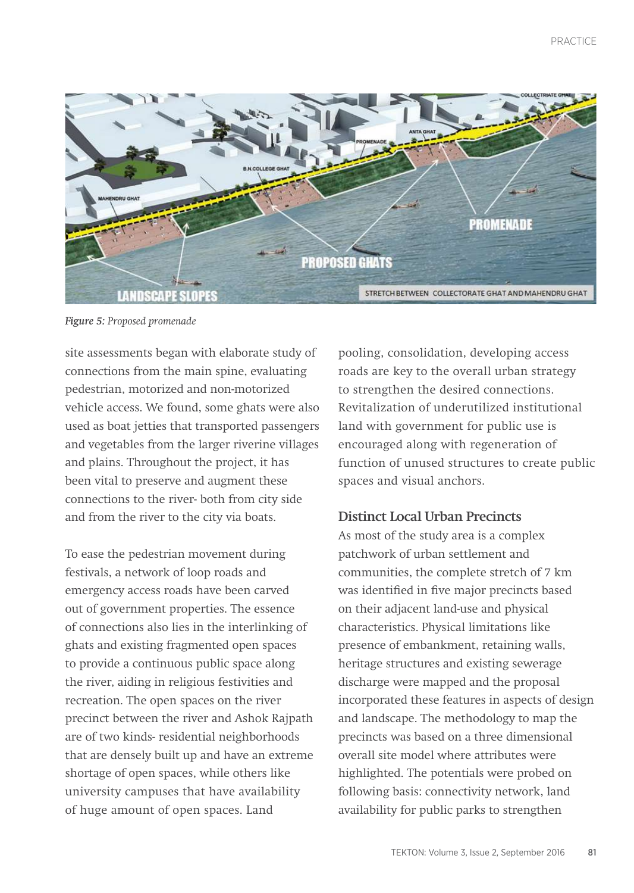*Figure 5: Proposed promenade*

site assessments began with elaborate study of connections from the main spine, evaluating pedestrian, motorized and non-motorized vehicle access. We found, some ghats were also used as boat jetties that transported passengers and vegetables from the larger riverine villages and plains. Throughout the project, it has been vital to preserve and augment these connections to the river- both from city side and from the river to the city via boats.

To ease the pedestrian movement during festivals, a network of loop roads and emergency access roads have been carved out of government properties. The essence of connections also lies in the interlinking of ghats and existing fragmented open spaces to provide a continuous public space along the river, aiding in religious festivities and recreation. The open spaces on the river precinct between the river and Ashok Rajpath are of two kinds- residential neighborhoods that are densely built up and have an extreme shortage of open spaces, while others like university campuses that have availability of huge amount of open spaces. Land pooling, consolidation, developing access roads are key to the overall urban strategy to strengthen the desired connections. Revitalization of underutilized institutional land with government for public use is encouraged along with regeneration of function of unused structures to create public spaces and visual anchors.

## Distinct Local Urban Precincts

As most of the study area is a complex patchwork of urban settlement and communities, the complete stretch of 7 km was identified in five major precincts based on their adjacent land-use and physical characteristics. Physical limitations like presence of embankment, retaining walls, heritage structures and existing sewerage discharge were mapped and the proposal incorporated these features in aspects of design and landscape. The methodology to map the precincts was based on a three dimensional overall site model where attributes were highlighted. The potentials were probed on following basis: connectivity network, land availability for public parks to strengthen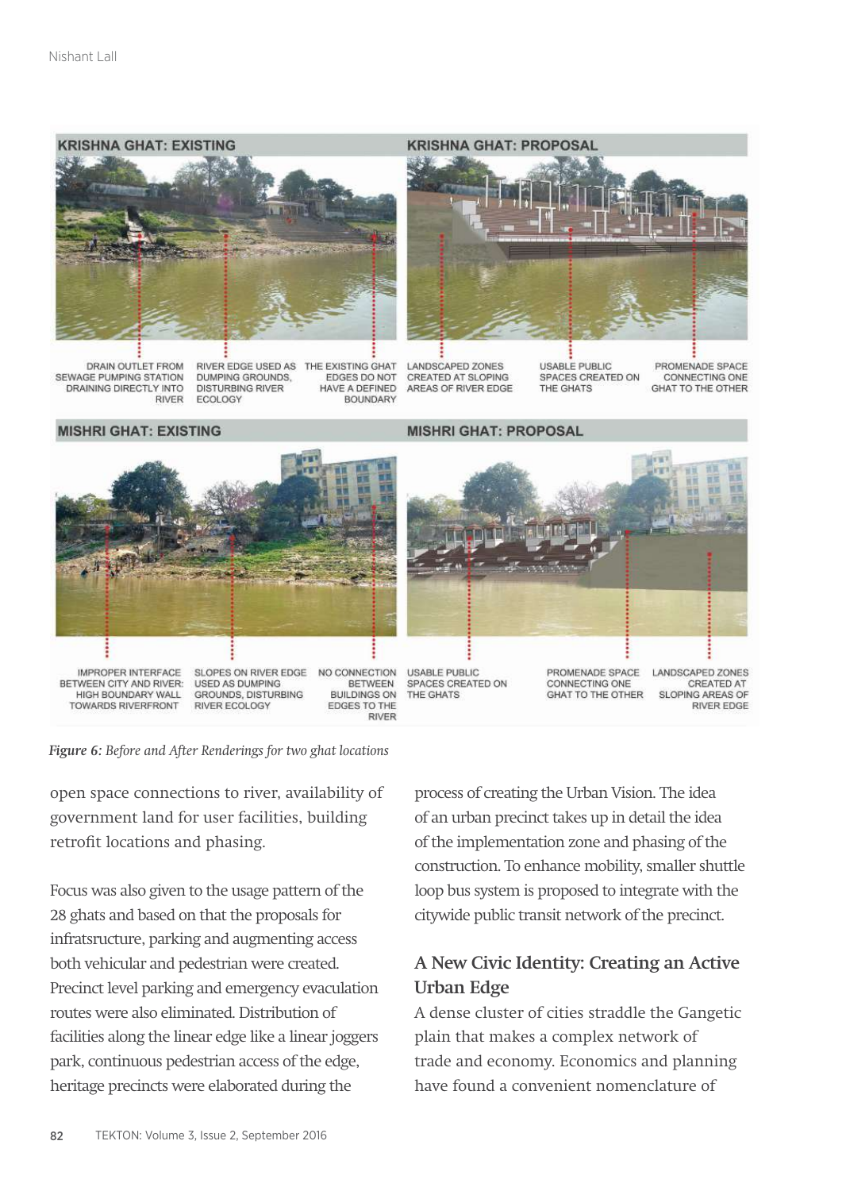KRISHNA GHAT: EXISTING

KRISHNA GHAT: PROPOSAL

DRAIN OUTLET FROM SEWAGE PUMPING STATION DRAINING DIRECTLY INTO RIVER

RIVER EDGE USED AS DUMPING GROUNDS, DISTURBING RIVER ECOLOGY

THE EXISTING GHAT EDGES DO NOT HAVE A DEFINED BOUNDARY

LANDSCAPED ZONES CREATED AT SLOPING AREAS OF RIVER EDGE

USABLE PUBLIC SPACES CREATED ON THE GHATS

PROMENADE SPACE CONNECTING ONE GHAT TO THE OTHER

MISHRI GHAT: EXISTING

MISHRI GHAT: PROPOSAL

IMPROPER INTERFACE BETWEEN CITY AND RIVER: HIGH BOUNDARY WALL TOWARDS RIVERFRONT

SLOPES ON RIVER EDGE USED AS DUMPING GROUNDS, DISTURBING RIVER ECOLOGY

NO CONNECTION BETWEEN BUILDINGS ON EDGES TO THE RIVER

USABLE PUBLIC SPACES CREATED ON THE GHATS

PROMENADE SPACE CONNECTING ONE GHAT TO THE OTHER

LANDSCAPED ZONES CREATED AT SLOPING AREAS OF RIVER EDGE

*Figure 6: Before and After Renderings for two ghat locations*

open space connections to river, availability of government land for user facilities, building retrofit locations and phasing.

Focus was also given to the usage pattern of the 28 ghats and based on that the proposals for infratsructure, parking and augmenting access both vehicular and pedestrian were created. Precinct level parking and emergency evacuation routes were also eliminated. Distribution of facilities along the linear edge like a linear joggers park, continuous pedestrian access of the edge, heritage precincts were elaborated during the process of creating the Urban Vision. The idea of an urban precinct takes up in detail the idea of the implementation zone and phasing of the construction. To enhance mobility, smaller shuttle loop bus system is proposed to integrate with the citywide public transit network of the precinct.

## A New Civic Identity: Creating an Active Urban Edge

A dense cluster of cities straddle the Gangetic plain that makes a complex network of trade and economy. Economics and planning have found a convenient nomenclature of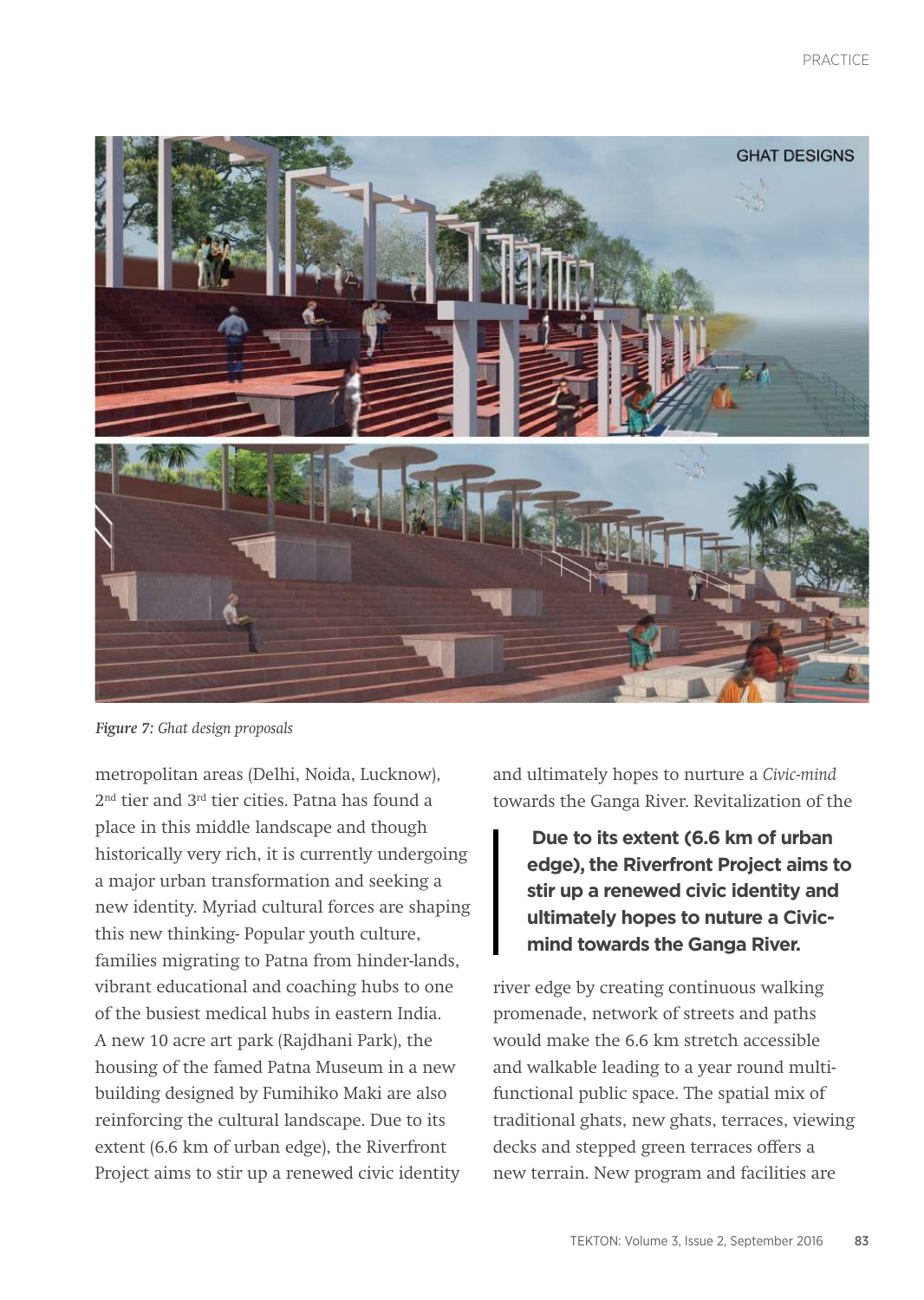*Figure 7: Ghat design proposals*

metropolitan areas (Delhi, Noida, Lucknow), 2nd tier and 3rd tier cities. Patna has found a place in this middle landscape and though historically very rich, it is currently undergoing a major urban transformation and seeking a new identity. Myriad cultural forces are shaping this new thinking- Popular youth culture, families migrating to Patna from hinder-lands, vibrant educational and coaching hubs to one of the busiest medical hubs in eastern India. A new 10 acre art park (Rajdhani Park), the housing of the famed Patna Museum in a new building designed by Fumihiko Maki are also reinforcing the cultural landscape. Due to its extent (6.6 km of urban edge), the Riverfront Project aims to stir up a renewed civic identity and ultimately hopes to nurture a *Civic-mind* towards the Ganga River. Revitalization of the river edge by creating continuous walking promenade, network of streets and paths would make the 6.6 km stretch accessible and walkable leading to a year round multi-functional public space. The spatial mix of traditional ghats, new ghats, terraces, viewing decks and stepped green terraces offers a new terrain. New program and facilities are

> **Due to its extent (6.6 km of urban edge), the Riverfront Project aims to stir up a renewed civic identity and ultimately hopes to nuture a Civic-mind towards the Ganga River.**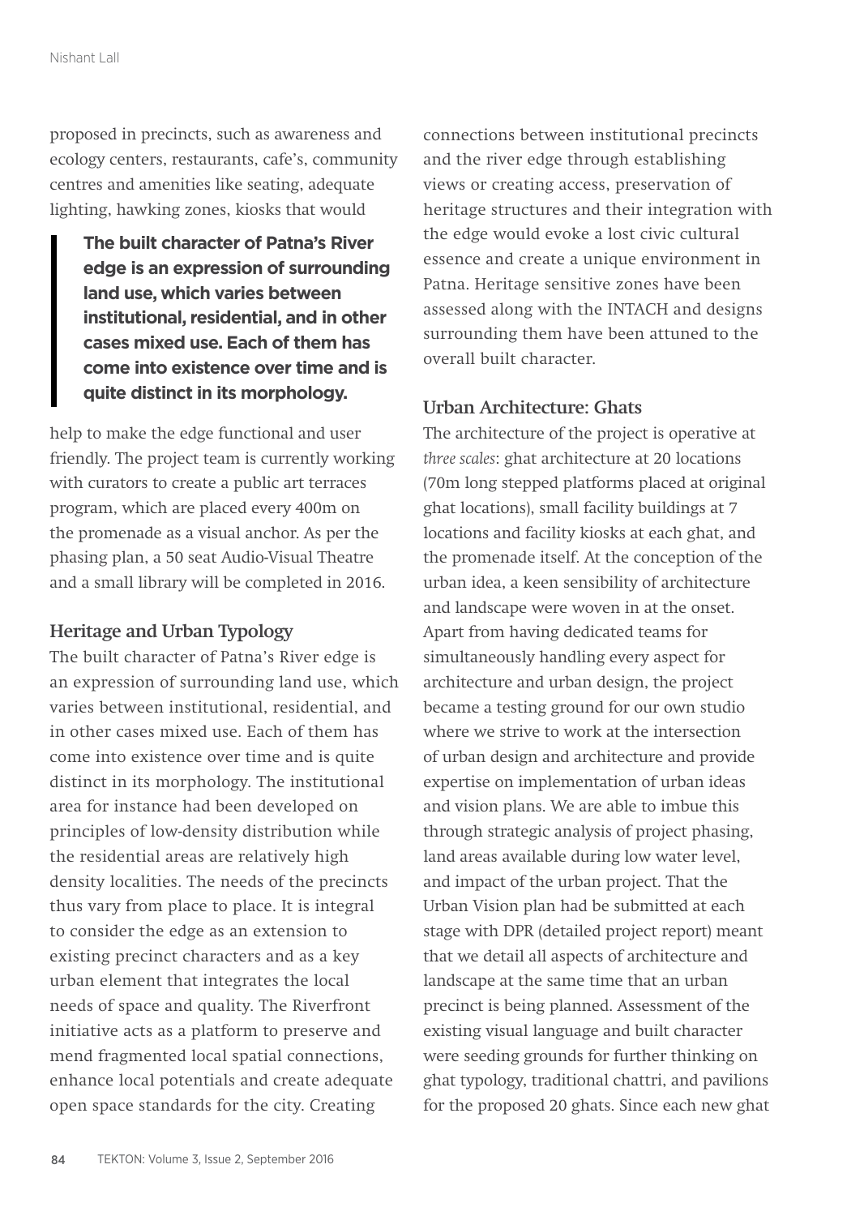proposed in precincts, such as awareness and ecology centers, restaurants, cafe's, community centres and amenities like seating, adequate lighting, hawking zones, kiosks that would help to make the edge functional and user friendly. The project team is currently working with curators to create a public art terraces program, which are placed every 400m on the promenade as a visual anchor. As per the phasing plan, a 50 seat Audio-Visual Theatre and a small library will be completed in 2016.

> **The built character of Patna's River edge is an expression of surrounding land use, which varies between institutional, residential, and in other cases mixed use. Each of them has come into existence over time and is quite distinct in its morphology.**

### Heritage and Urban Typology

The built character of Patna's River edge is an expression of surrounding land use, which varies between institutional, residential, and in other cases mixed use. Each of them has come into existence over time and is quite distinct in its morphology. The institutional area for instance had been developed on principles of low-density distribution while the residential areas are relatively high density localities. The needs of the precincts thus vary from place to place. It is integral to consider the edge as an extension to existing precinct characters and as a key urban element that integrates the local needs of space and quality. The Riverfront initiative acts as a platform to preserve and mend fragmented local spatial connections, enhance local potentials and create adequate open space standards for the city. Creating connections between institutional precincts and the river edge through establishing views or creating access, preservation of heritage structures and their integration with the edge would evoke a lost civic cultural essence and create a unique environment in Patna. Heritage sensitive zones have been assessed along with the INTACH and designs surrounding them have been attuned to the overall built character.

### Urban Architecture: Ghats

The architecture of the project is operative at *three scales*: ghat architecture at 20 locations (70m long stepped platforms placed at original ghat locations), small facility buildings at 7 locations and facility kiosks at each ghat, and the promenade itself. At the conception of the urban idea, a keen sensibility of architecture and landscape were woven in at the onset. Apart from having dedicated teams for simultaneously handling every aspect for architecture and urban design, the project became a testing ground for our own studio where we strive to work at the intersection of urban design and architecture and provide expertise on implementation of urban ideas and vision plans. We are able to imbue this through strategic analysis of project phasing, land areas available during low water level, and impact of the urban project. That the Urban Vision plan had be submitted at each stage with DPR (detailed project report) meant that we detail all aspects of architecture and landscape at the same time that an urban precinct is being planned. Assessment of the existing visual language and built character were seeding grounds for further thinking on ghat typology, traditional chattri, and pavilions for the proposed 20 ghats. Since each new ghat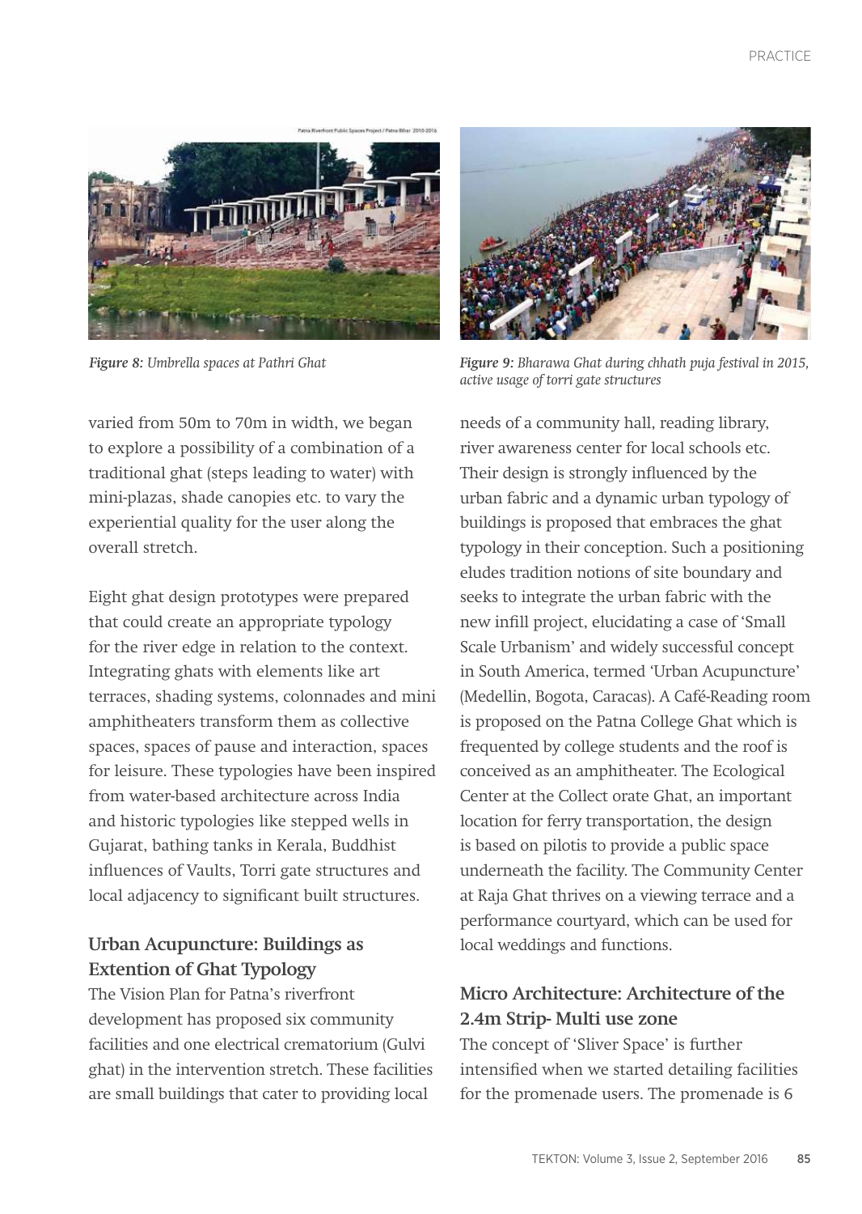*Figure 8: Umbrella spaces at Pathri Ghat*

*Figure 9: Bharawa Ghat during chhath puja festival in 2015, active usage of torri gate structures*

varied from 50m to 70m in width, we began to explore a possibility of a combination of a traditional ghat (steps leading to water) with mini-plazas, shade canopies etc. to vary the experiential quality for the user along the overall stretch.

Eight ghat design prototypes were prepared that could create an appropriate typology for the river edge in relation to the context. Integrating ghats with elements like art terraces, shading systems, colonnades and mini amphitheaters transform them as collective spaces, spaces of pause and interaction, spaces for leisure. These typologies have been inspired from water-based architecture across India and historic typologies like stepped wells in Gujarat, bathing tanks in Kerala, Buddhist influences of Vaults, Torri gate structures and local adjacency to significant built structures.

### Urban Acupuncture: Buildings as Extention of Ghat Typology

The Vision Plan for Patna's riverfront development has proposed six community facilities and one electrical crematorium (Gulvi ghat) in the intervention stretch. These facilities are small buildings that cater to providing local needs of a community hall, reading library, river awareness center for local schools etc. Their design is strongly influenced by the urban fabric and a dynamic urban typology of buildings is proposed that embraces the ghat typology in their conception. Such a positioning eludes tradition notions of site boundary and seeks to integrate the urban fabric with the new infill project, elucidating a case of 'Small Scale Urbanism' and widely successful concept in South America, termed 'Urban Acupuncture' (Medellin, Bogota, Caracas). A Café-Reading room is proposed on the Patna College Ghat which is frequented by college students and the roof is conceived as an amphitheater. The Ecological Center at the Collect orate Ghat, an important location for ferry transportation, the design is based on pilotis to provide a public space underneath the facility. The Community Center at Raja Ghat thrives on a viewing terrace and a performance courtyard, which can be used for local weddings and functions.

### Micro Architecture: Architecture of the 2.4m Strip- Multi use zone

The concept of 'Sliver Space' is further intensified when we started detailing facilities for the promenade users. The promenade is 6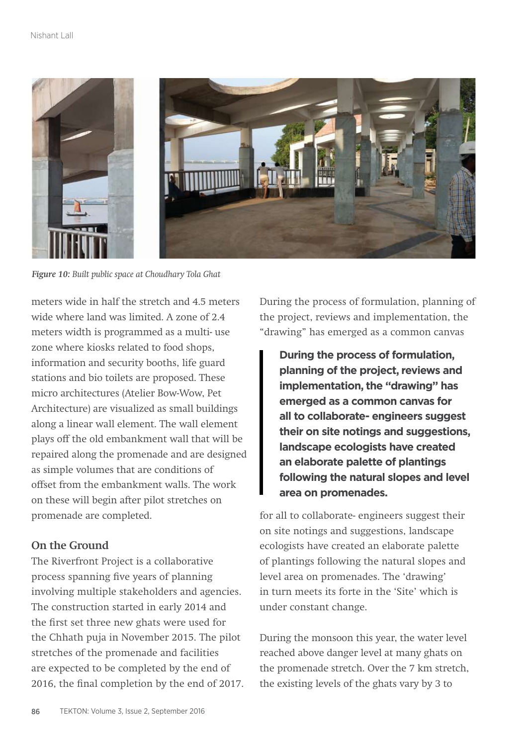*Figure 10: Built public space at Choudhary Tola Ghat*

meters wide in half the stretch and 4.5 meters wide where land was limited. A zone of 2.4 meters width is programmed as a multi- use zone where kiosks related to food shops, information and security booths, life guard stations and bio toilets are proposed. These micro architectures (Atelier Bow-Wow, Pet Architecture) are visualized as small buildings along a linear wall element. The wall element plays off the old embankment wall that will be repaired along the promenade and are designed as simple volumes that are conditions of offset from the embankment walls. The work on these will begin after pilot stretches on promenade are completed.

## On the Ground

The Riverfront Project is a collaborative process spanning five years of planning involving multiple stakeholders and agencies. The construction started in early 2014 and the first set three new ghats were used for the Chhath puja in November 2015. The pilot stretches of the promenade and facilities are expected to be completed by the end of 2016, the final completion by the end of 2017.

During the process of formulation, planning of the project, reviews and implementation, the "drawing" has emerged as a common canvas

> **During the process of formulation, planning of the project, reviews and implementation, the "drawing" has emerged as a common canvas for all to collaborate- engineers suggest their on site notings and suggestions, landscape ecologists have created an elaborate palette of plantings following the natural slopes and level area on promenades.**

for all to collaborate- engineers suggest their on site notings and suggestions, landscape ecologists have created an elaborate palette of plantings following the natural slopes and level area on promenades. The 'drawing' in turn meets its forte in the 'Site' which is under constant change.

During the monsoon this year, the water level reached above danger level at many ghats on the promenade stretch. Over the 7 km stretch, the existing levels of the ghats vary by 3 to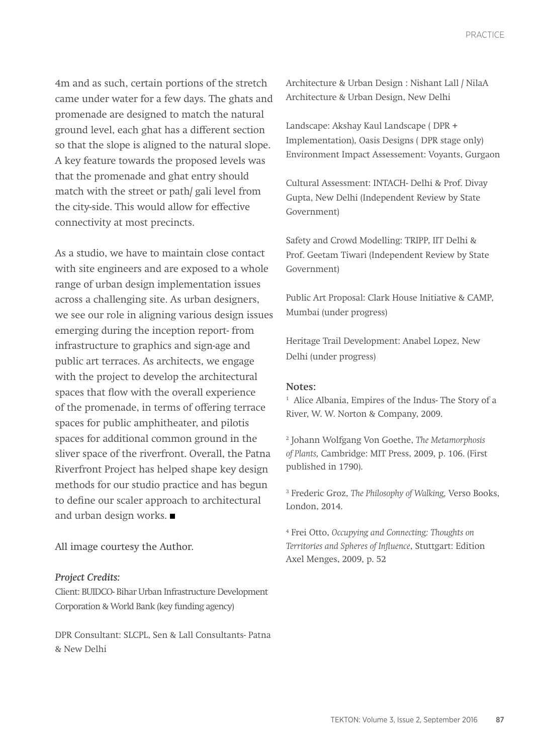4m and as such, certain portions of the stretch came under water for a few days. The ghats and promenade are designed to match the natural ground level, each ghat has a different section so that the slope is aligned to the natural slope. A key feature towards the proposed levels was that the promenade and ghat entry should match with the street or path/ gali level from the city-side. This would allow for effective connectivity at most precincts.

As a studio, we have to maintain close contact with site engineers and are exposed to a whole range of urban design implementation issues across a challenging site. As urban designers, we see our role in aligning various design issues emerging during the inception report- from infrastructure to graphics and sign-age and public art terraces. As architects, we engage with the project to develop the architectural spaces that flow with the overall experience of the promenade, in terms of offering terrace spaces for public amphitheater, and pilotis spaces for additional common ground in the sliver space of the riverfront. Overall, the Patna Riverfront Project has helped shape key design methods for our studio practice and has begun to define our scaler approach to architectural and urban design works. ■

All image courtesy the Author.

***Project Credits:***

Client: BUIDCO- Bihar Urban Infrastructure Development Corporation & World Bank (key funding agency)

DPR Consultant: SLCPL, Sen & Lall Consultants- Patna & New Delhi

Architecture & Urban Design : Nishant Lall / NilaA Architecture & Urban Design, New Delhi

Landscape: Akshay Kaul Landscape ( DPR + Implementation), Oasis Designs ( DPR stage only)
Environment Impact Assessement: Voyants, Gurgaon

Cultural Assessment: INTACH- Delhi & Prof. Divay Gupta, New Delhi (Independent Review by State Government)

Safety and Crowd Modelling: TRIPP, IIT Delhi & Prof. Geetam Tiwari (Independent Review by State Government)

Public Art Proposal: Clark House Initiative & CAMP, Mumbai (under progress)

Heritage Trail Development: Anabel Lopez, New Delhi (under progress)

**Notes:**

[1] Alice Albania, Empires of the Indus- The Story of a River, W. W. Norton & Company, 2009.

[2] Johann Wolfgang Von Goethe, *The Metamorphosis of Plants,* Cambridge: MIT Press, 2009, p. 106. (First published in 1790).

[3] Frederic Groz, *The Philosophy of Walking,* Verso Books, London, 2014.

[4] Frei Otto, *Occupying and Connecting: Thoughts on Territories and Spheres of Influence*, Stuttgart: Edition Axel Menges, 2009, p. 52